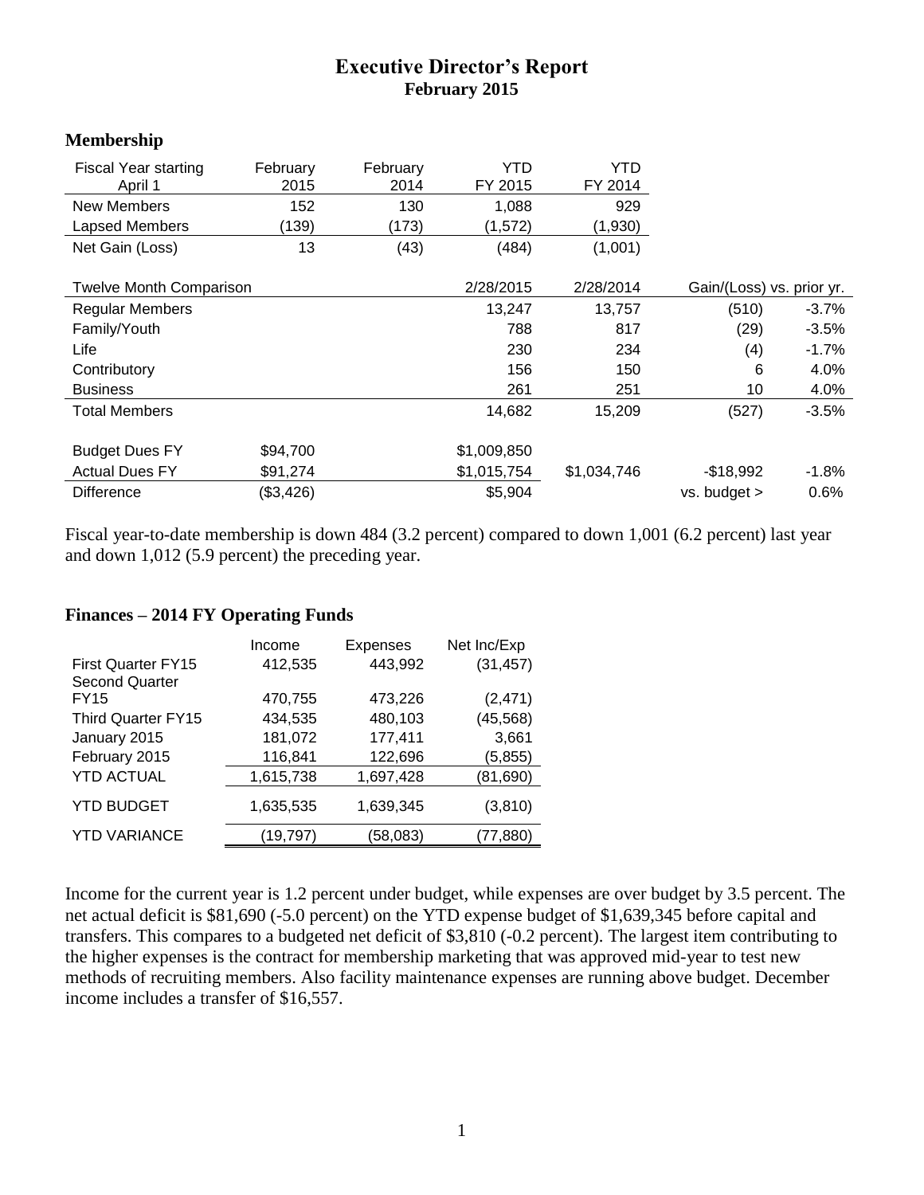# Executive Director's Report

## February 2015

### Membership

| Fiscal Year starting April 1 | February 2015 | February 2014 | YTD FY 2015 | YTD FY 2014 |
|---|---|---|---|---|
| New Members | 152 | 130 | 1,088 | 929 |
| Lapsed Members | (139) | (173) | (1,572) | (1,930) |
| Net Gain (Loss) | 13 | (43) | (484) | (1,001) |

| Twelve Month Comparison | | 2/28/2015 | 2/28/2014 | Gain/(Loss) vs. prior yr. | |
|---|---|---|---|---|---|
| Regular Members | | 13,247 | 13,757 | (510) | -3.7% |
| Family/Youth | | 788 | 817 | (29) | -3.5% |
| Life | | 230 | 234 | (4) | -1.7% |
| Contributory | | 156 | 150 | 6 | 4.0% |
| Business | | 261 | 251 | 10 | 4.0% |
| Total Members | | 14,682 | 15,209 | (527) | -3.5% |
| | | | | | |
| Budget Dues FY | $94,700 | $1,009,850 | | | |
| Actual Dues FY | $91,274 | $1,015,754 | $1,034,746 | -$18,992 | -1.8% |
| Difference | ($3,426) | $5,904 | | vs. budget > | 0.6% |

Fiscal year-to-date membership is down 484 (3.2 percent) compared to down 1,001 (6.2 percent) last year and down 1,012 (5.9 percent) the preceding year.

### Finances – 2014 FY Operating Funds

| | Income | Expenses | Net Inc/Exp |
|---|---|---|---|
| First Quarter FY15 | 412,535 | 443,992 | (31,457) |
| Second Quarter FY15 | 470,755 | 473,226 | (2,471) |
| Third Quarter FY15 | 434,535 | 480,103 | (45,568) |
| January 2015 | 181,072 | 177,411 | 3,661 |
| February 2015 | 116,841 | 122,696 | (5,855) |
| YTD ACTUAL | 1,615,738 | 1,697,428 | (81,690) |
| YTD BUDGET | 1,635,535 | 1,639,345 | (3,810) |
| YTD VARIANCE | (19,797) | (58,083) | (77,880) |

Income for the current year is 1.2 percent under budget, while expenses are over budget by 3.5 percent. The net actual deficit is $81,690 (-5.0 percent) on the YTD expense budget of $1,639,345 before capital and transfers. This compares to a budgeted net deficit of $3,810 (-0.2 percent). The largest item contributing to the higher expenses is the contract for membership marketing that was approved mid-year to test new methods of recruiting members. Also facility maintenance expenses are running above budget. December income includes a transfer of $16,557.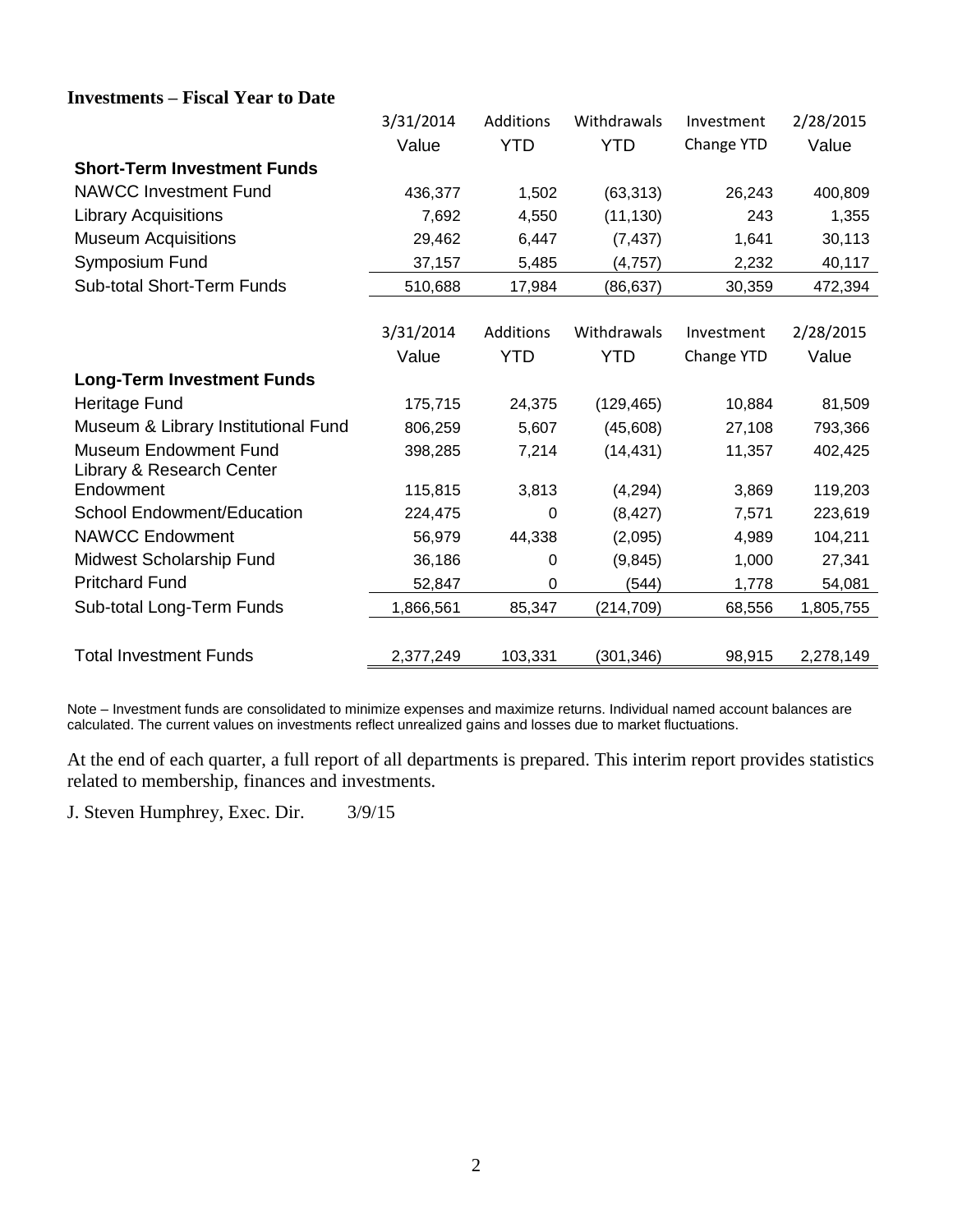**Investments – Fiscal Year to Date**

| | 3/31/2014 Value | Additions YTD | Withdrawals YTD | Investment Change YTD | 2/28/2015 Value |
|---|---|---|---|---|---|
| **Short-Term Investment Funds** | | | | | |
| NAWCC Investment Fund | 436,377 | 1,502 | (63,313) | 26,243 | 400,809 |
| Library Acquisitions | 7,692 | 4,550 | (11,130) | 243 | 1,355 |
| Museum Acquisitions | 29,462 | 6,447 | (7,437) | 1,641 | 30,113 |
| Symposium Fund | 37,157 | 5,485 | (4,757) | 2,232 | 40,117 |
| Sub-total Short-Term Funds | 510,688 | 17,984 | (86,637) | 30,359 | 472,394 |

| | 3/31/2014 Value | Additions YTD | Withdrawals YTD | Investment Change YTD | 2/28/2015 Value |
|---|---|---|---|---|---|
| **Long-Term Investment Funds** | | | | | |
| Heritage Fund | 175,715 | 24,375 | (129,465) | 10,884 | 81,509 |
| Museum & Library Institutional Fund | 806,259 | 5,607 | (45,608) | 27,108 | 793,366 |
| Museum Endowment Fund | 398,285 | 7,214 | (14,431) | 11,357 | 402,425 |
| Library & Research Center Endowment | 115,815 | 3,813 | (4,294) | 3,869 | 119,203 |
| School Endowment/Education | 224,475 | 0 | (8,427) | 7,571 | 223,619 |
| NAWCC Endowment | 56,979 | 44,338 | (2,095) | 4,989 | 104,211 |
| Midwest Scholarship Fund | 36,186 | 0 | (9,845) | 1,000 | 27,341 |
| Pritchard Fund | 52,847 | 0 | (544) | 1,778 | 54,081 |
| Sub-total Long-Term Funds | 1,866,561 | 85,347 | (214,709) | 68,556 | 1,805,755 |
| | | | | | |
| Total Investment Funds | 2,377,249 | 103,331 | (301,346) | 98,915 | 2,278,149 |

Note – Investment funds are consolidated to minimize expenses and maximize returns. Individual named account balances are calculated. The current values on investments reflect unrealized gains and losses due to market fluctuations.

At the end of each quarter, a full report of all departments is prepared. This interim report provides statistics related to membership, finances and investments.

J. Steven Humphrey, Exec. Dir. 3/9/15